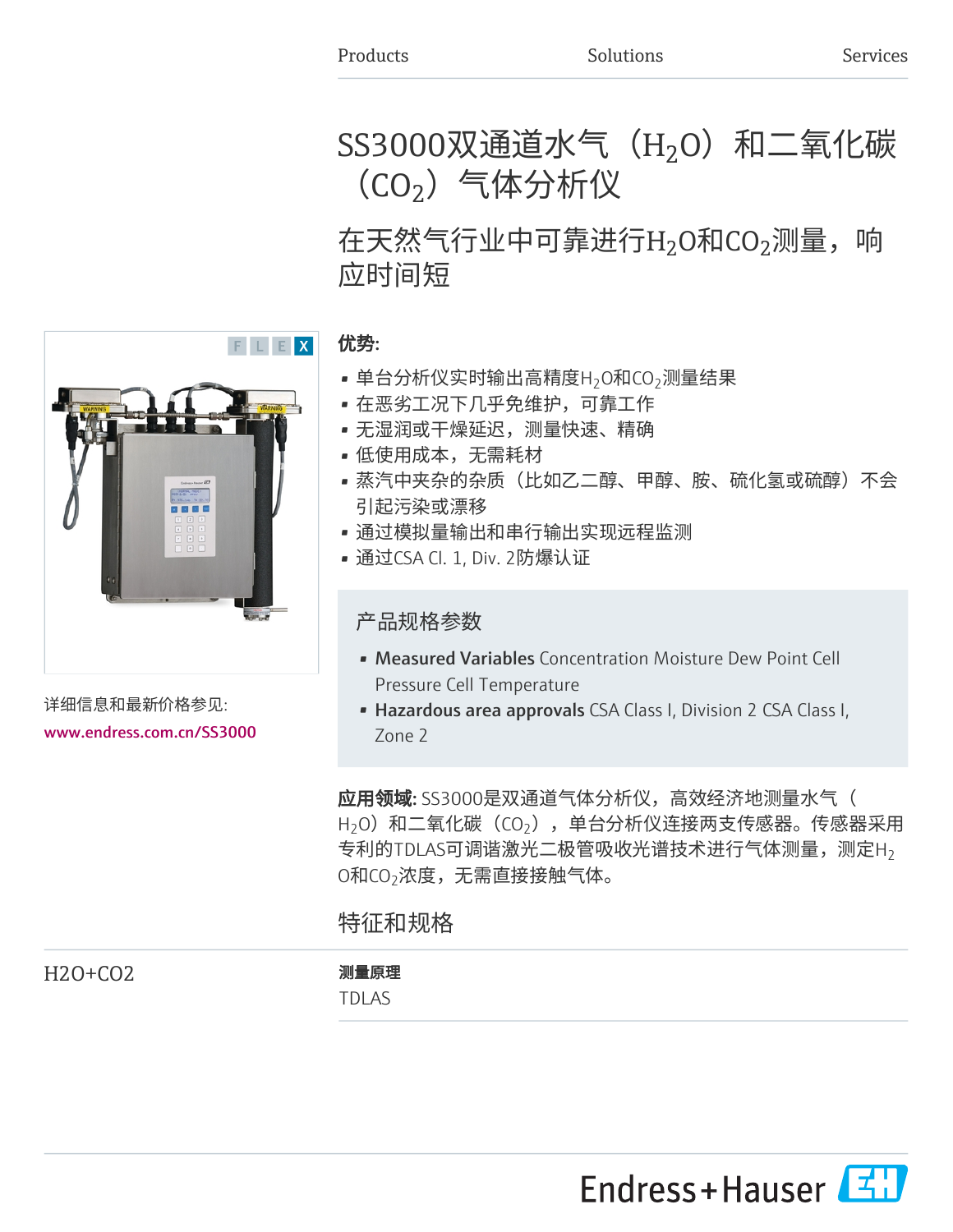Products    Solutions    Services

# SS3000双通道水气（$H_2O$）和二氧化碳（$CO_2$）气体分析仪

## 在天然气行业中可靠进行$H_2O$和$CO_2$测量，响应时间短

详细信息和最新价格参见:

www.endress.com.cn/SS3000

**优势:**

- 单台分析仪实时输出高精度$H_2O$和$CO_2$测量结果
- 在恶劣工况下几乎免维护，可靠工作
- 无湿润或干燥延迟，测量快速、精确
- 低使用成本，无需耗材
- 蒸汽中夹杂的杂质（比如乙二醇、甲醇、胺、硫化氢或硫醇）不会引起污染或漂移
- 通过模拟量输出和串行输出实现远程监测
- 通过CSA Cl. 1, Div. 2防爆认证

### 产品规格参数

- **Measured Variables** Concentration Moisture Dew Point Cell Pressure Cell Temperature
- **Hazardous area approvals** CSA Class I, Division 2 CSA Class I, Zone 2

**应用领域:** SS3000是双通道气体分析仪，高效经济地测量水气（$H_2O$）和二氧化碳（$CO_2$），单台分析仪连接两支传感器。传感器采用专利的TDLAS可调谐激光二极管吸收光谱技术进行气体测量，测定$H_2O$和$CO_2$浓度，无需直接接触气体。

## 特征和规格

H2O+CO2

**测量原理**

TDLAS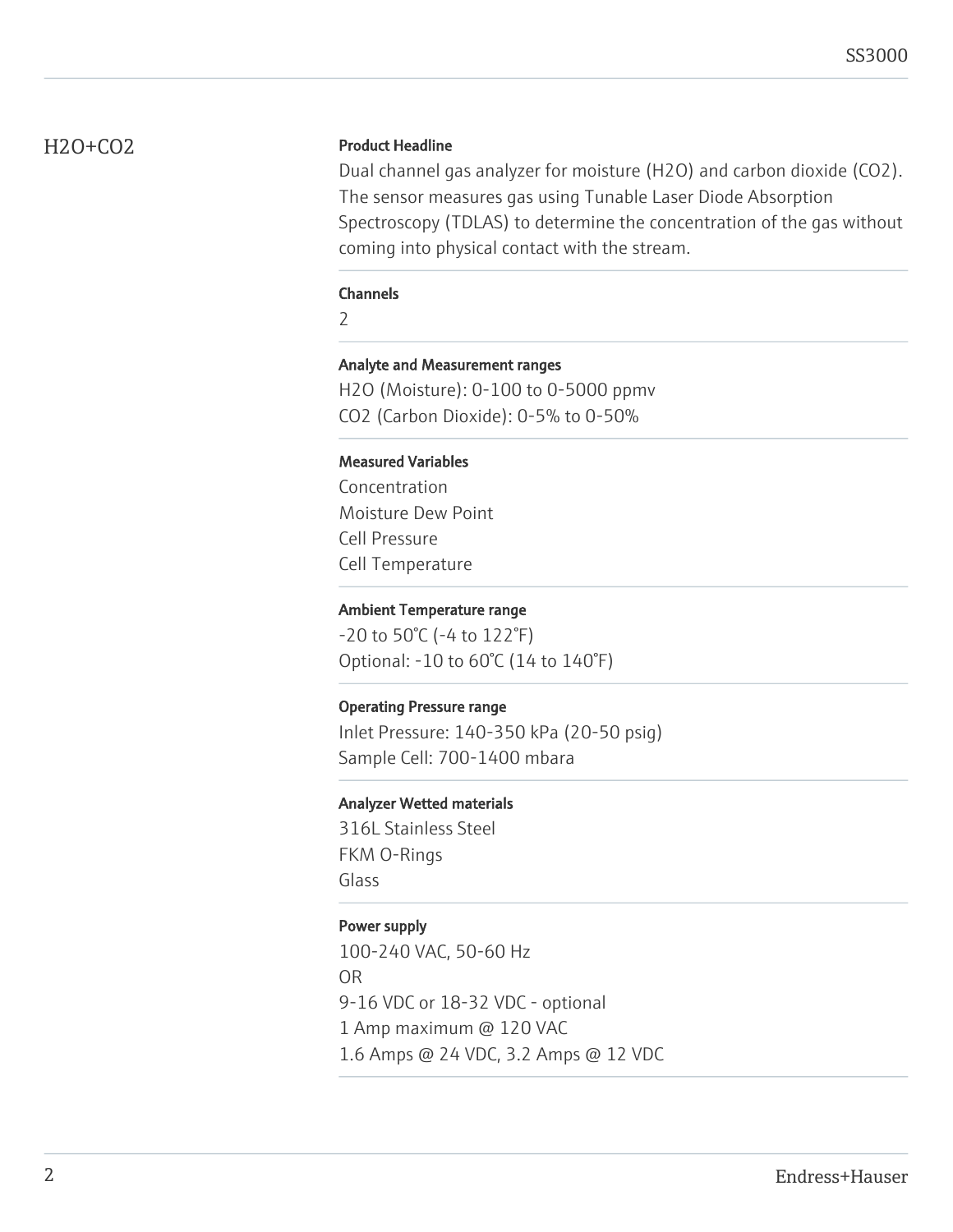## H2O+CO2

**Product Headline**

Dual channel gas analyzer for moisture ($H_2O$) and carbon dioxide ($CO_2$). The sensor measures gas using Tunable Laser Diode Absorption Spectroscopy (TDLAS) to determine the concentration of the gas without coming into physical contact with the stream.

**Channels**

2

**Analyte and Measurement ranges**

$H_2O$ (Moisture): 0-100 to 0-5000 ppmv
$CO_2$ (Carbon Dioxide): 0-5% to 0-50%

**Measured Variables**

Concentration
Moisture Dew Point
Cell Pressure
Cell Temperature

**Ambient Temperature range**

-20 to 50°C (-4 to 122°F)
Optional: -10 to 60°C (14 to 140°F)

**Operating Pressure range**

Inlet Pressure: 140-350 kPa (20-50 psig)
Sample Cell: 700-1400 mbara

**Analyzer Wetted materials**

316L Stainless Steel
FKM O-Rings
Glass

**Power supply**

100-240 VAC, 50-60 Hz
OR
9-16 VDC or 18-32 VDC - optional
1 Amp maximum @ 120 VAC
1.6 Amps @ 24 VDC, 3.2 Amps @ 12 VDC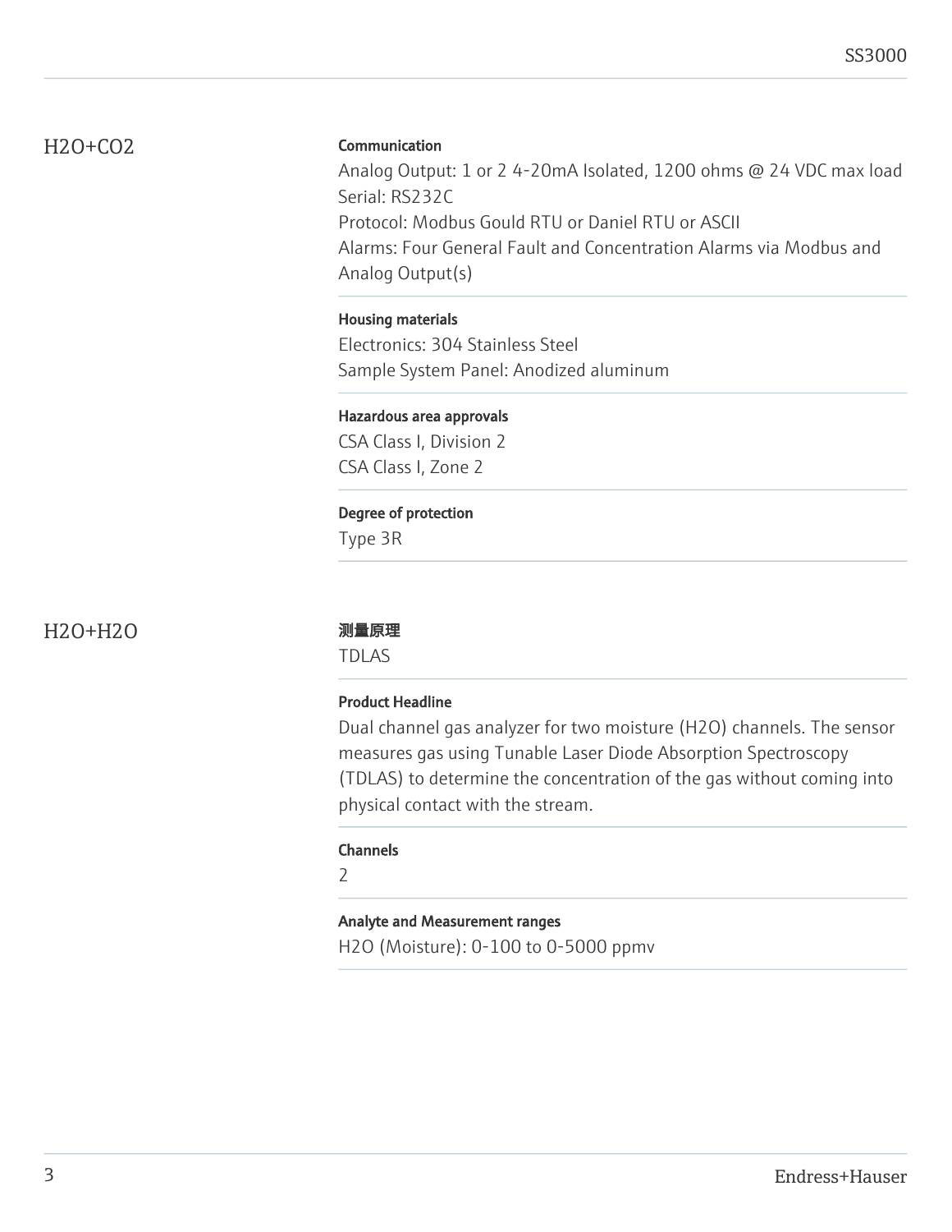## H2O+CO2

### Communication

Analog Output: 1 or 2 4-20mA Isolated, 1200 ohms @ 24 VDC max load
Serial: RS232C
Protocol: Modbus Gould RTU or Daniel RTU or ASCII
Alarms: Four General Fault and Concentration Alarms via Modbus and Analog Output(s)

### Housing materials

Electronics: 304 Stainless Steel
Sample System Panel: Anodized aluminum

### Hazardous area approvals

CSA Class I, Division 2
CSA Class I, Zone 2

### Degree of protection

Type 3R

## H2O+H2O

### 测量原理

TDLAS

### Product Headline

Dual channel gas analyzer for two moisture ($H_2O$) channels. The sensor measures gas using Tunable Laser Diode Absorption Spectroscopy (TDLAS) to determine the concentration of the gas without coming into physical contact with the stream.

### Channels

2

### Analyte and Measurement ranges

$H_2O$ (Moisture): 0-100 to 0-5000 ppmv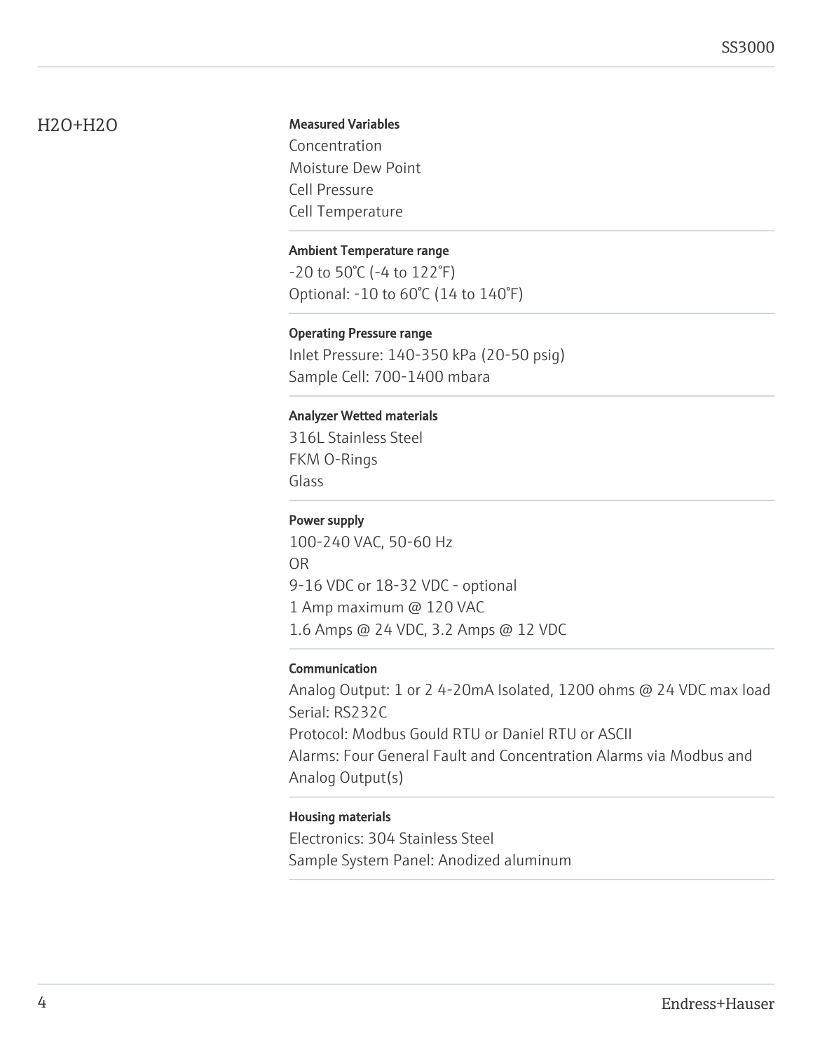## $H_2O+H_2O$

**Measured Variables**

Concentration
Moisture Dew Point
Cell Pressure
Cell Temperature

**Ambient Temperature range**

-20 to 50°C (-4 to 122°F)
Optional: -10 to 60°C (14 to 140°F)

**Operating Pressure range**

Inlet Pressure: 140-350 kPa (20-50 psig)
Sample Cell: 700-1400 mbara

**Analyzer Wetted materials**

316L Stainless Steel
FKM O-Rings
Glass

**Power supply**

100-240 VAC, 50-60 Hz
OR
9-16 VDC or 18-32 VDC - optional
1 Amp maximum @ 120 VAC
1.6 Amps @ 24 VDC, 3.2 Amps @ 12 VDC

**Communication**

Analog Output: 1 or 2 4-20mA Isolated, 1200 ohms @ 24 VDC max load
Serial: RS232C
Protocol: Modbus Gould RTU or Daniel RTU or ASCII
Alarms: Four General Fault and Concentration Alarms via Modbus and Analog Output(s)

**Housing materials**

Electronics: 304 Stainless Steel
Sample System Panel: Anodized aluminum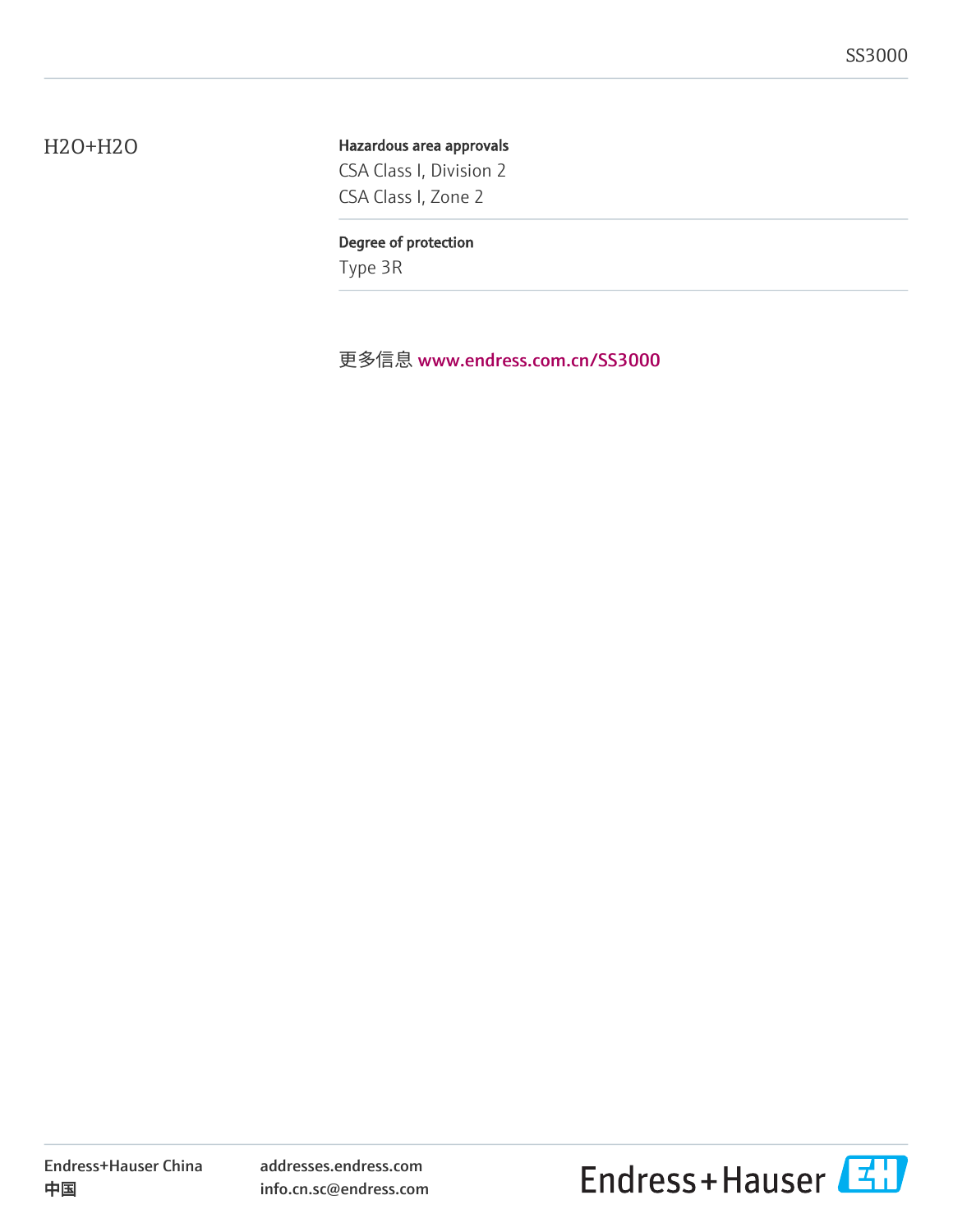H2O+H2O

**Hazardous area approvals**

CSA Class I, Division 2

CSA Class I, Zone 2

**Degree of protection**

Type 3R

更多信息 www.endress.com.cn/SS3000

Endress+Hauser China
中国

addresses.endress.com
info.cn.sc@endress.com

Endress+Hauser